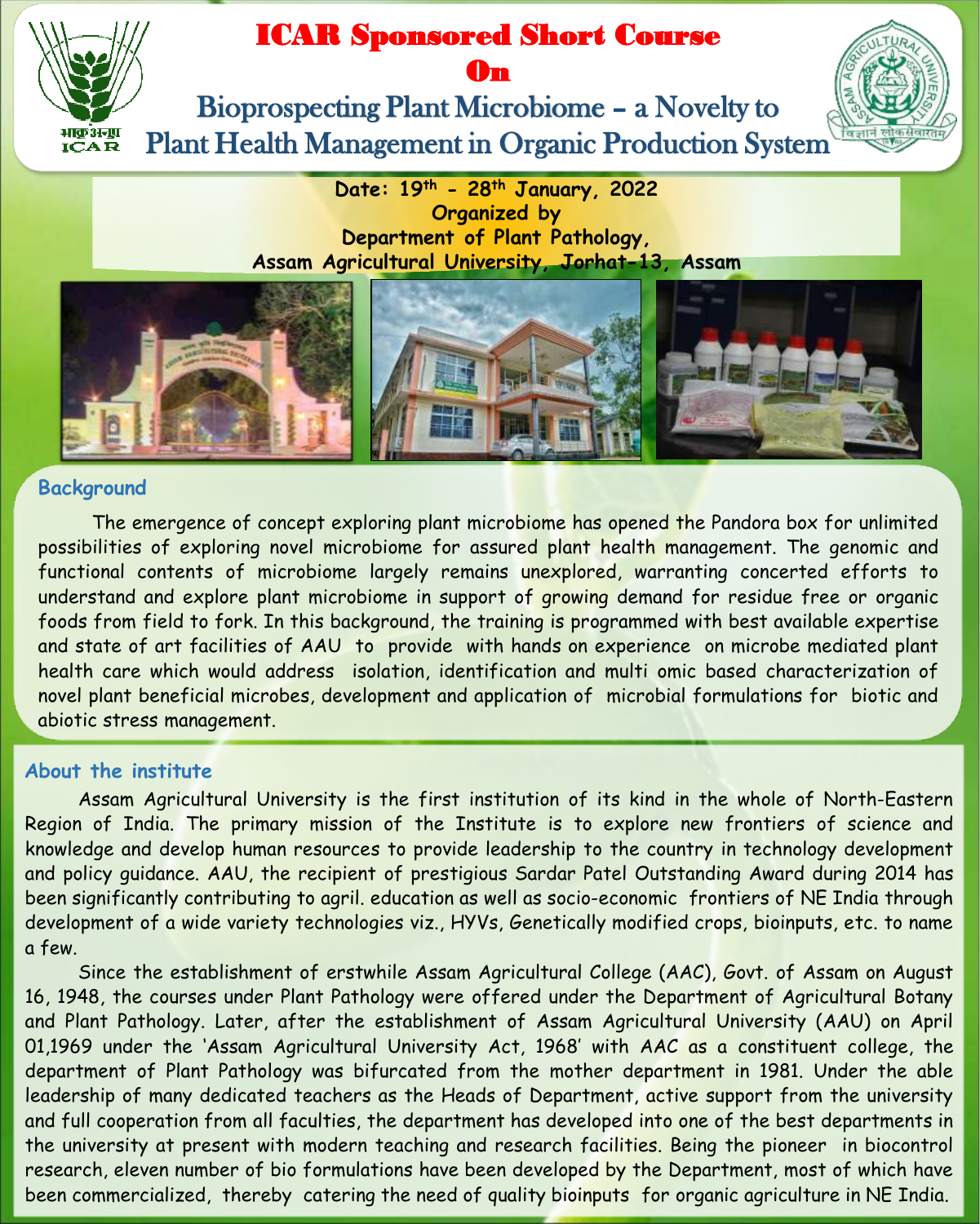# ICAR Sponsored Short Course

# On

## Bioprospecting Plant Microbiome – a Novelty to Plant Health Management in Organic Production System

**Date: 19th - 28th January, 2022**

**Organized by**

**Department of Plant Pathology,**

**Assam Agricultural University, Jorhat-13, Assam**

### Background

The emergence of concept exploring plant microbiome has opened the Pandora box for unlimited possibilities of exploring novel microbiome for assured plant health management. The genomic and functional contents of microbiome largely remains unexplored, warranting concerted efforts to understand and explore plant microbiome in support of growing demand for residue free or organic foods from field to fork. In this background, the training is programmed with best available expertise and state of art facilities of AAU to provide with hands on experience on microbe mediated plant health care which would address isolation, identification and multi omic based characterization of novel plant beneficial microbes, development and application of microbial formulations for biotic and abiotic stress management.

### About the institute

Assam Agricultural University is the first institution of its kind in the whole of North-Eastern Region of India. The primary mission of the Institute is to explore new frontiers of science and knowledge and develop human resources to provide leadership to the country in technology development and policy guidance. AAU, the recipient of prestigious Sardar Patel Outstanding Award during 2014 has been significantly contributing to agril. education as well as socio-economic frontiers of NE India through development of a wide variety technologies viz., HYVs, Genetically modified crops, bioinputs, etc. to name a few.

Since the establishment of erstwhile Assam Agricultural College (AAC), Govt. of Assam on August 16, 1948, the courses under Plant Pathology were offered under the Department of Agricultural Botany and Plant Pathology. Later, after the establishment of Assam Agricultural University (AAU) on April 01,1969 under the 'Assam Agricultural University Act, 1968' with AAC as a constituent college, the department of Plant Pathology was bifurcated from the mother department in 1981. Under the able leadership of many dedicated teachers as the Heads of Department, active support from the university and full cooperation from all faculties, the department has developed into one of the best departments in the university at present with modern teaching and research facilities. Being the pioneer in biocontrol research, eleven number of bio formulations have been developed by the Department, most of which have been commercialized, thereby catering the need of quality bioinputs for organic agriculture in NE India.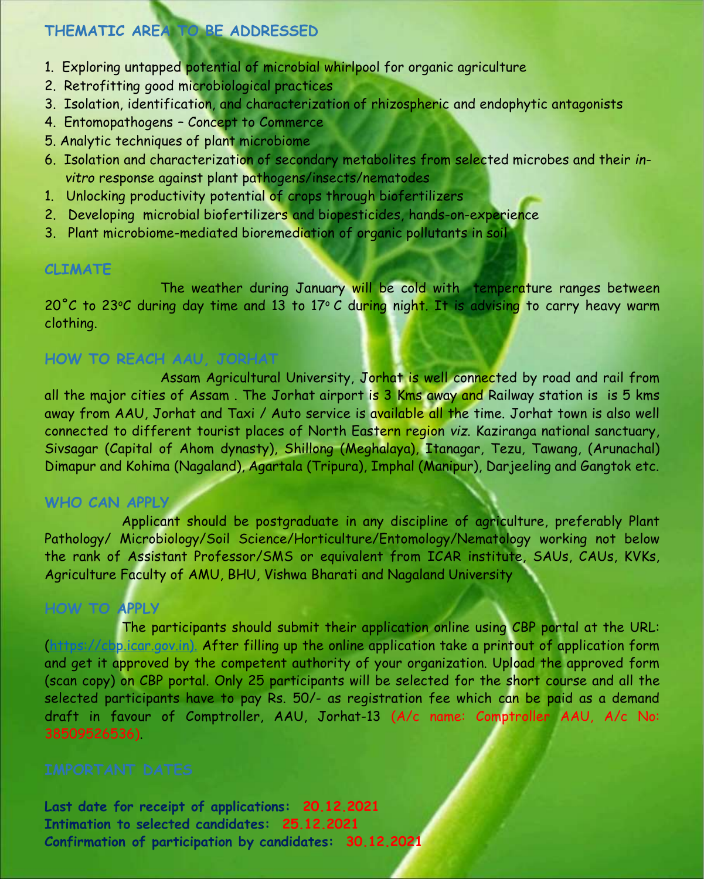## THEMATIC AREA TO BE ADDRESSED

1. Exploring untapped potential of microbial whirlpool for organic agriculture
2. Retrofitting good microbiological practices
3. Isolation, identification, and characterization of rhizospheric and endophytic antagonists
4. Entomopathogens – Concept to Commerce
5. Analytic techniques of plant microbiome
6. Isolation and characterization of secondary metabolites from selected microbes and their *in-vitro* response against plant pathogens/insects/nematodes
1. Unlocking productivity potential of crops through biofertilizers
2. Developing microbial biofertilizers and biopesticides, hands-on-experience
3. Plant microbiome-mediated bioremediation of organic pollutants in soil

## CLIMATE

The weather during January will be cold with temperature ranges between 20˚C to 23ᵒC during day time and 13 to 17ᵒ C during night. It is advising to carry heavy warm clothing.

## HOW TO REACH AAU, JORHAT

Assam Agricultural University, Jorhat is well connected by road and rail from all the major cities of Assam . The Jorhat airport is 3 Kms away and Railway station is is 5 kms away from AAU, Jorhat and Taxi / Auto service is available all the time. Jorhat town is also well connected to different tourist places of North Eastern region *viz.* Kaziranga national sanctuary, Sivsagar (Capital of Ahom dynasty), Shillong (Meghalaya), Itanagar, Tezu, Tawang, (Arunachal) Dimapur and Kohima (Nagaland), Agartala (Tripura), Imphal (Manipur), Darjeeling and Gangtok etc.

## WHO CAN APPLY

Applicant should be postgraduate in any discipline of agriculture, preferably Plant Pathology/ Microbiology/Soil Science/Horticulture/Entomology/Nematology working not below the rank of Assistant Professor/SMS or equivalent from ICAR institute, SAUs, CAUs, KVKs, Agriculture Faculty of AMU, BHU, Vishwa Bharati and Nagaland University

## HOW TO APPLY

The participants should submit their application online using CBP portal at the URL: (https://cbp.icar.gov.in). After filling up the online application take a printout of application form and get it approved by the competent authority of your organization. Upload the approved form (scan copy) on CBP portal. Only 25 participants will be selected for the short course and all the selected participants have to pay Rs. 50/- as registration fee which can be paid as a demand draft in favour of Comptroller, AAU, Jorhat-13 (A/c name: Comptroller AAU, A/c No: 38509526536).

## IMPORTANT DATES

**Last date for receipt of applications: 20.12.2021**
**Intimation to selected candidates: 25.12.2021**
**Confirmation of participation by candidates: 30.12.2021**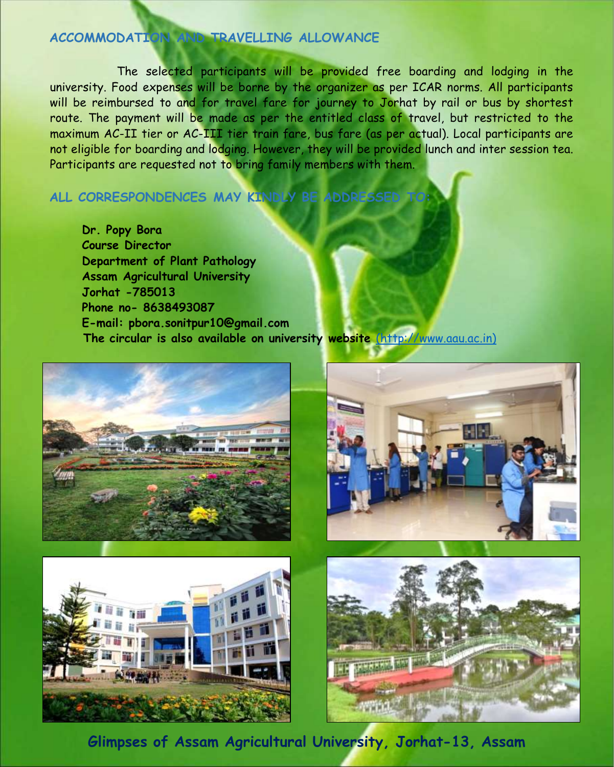## ACCOMMODATION AND TRAVELLING ALLOWANCE

The selected participants will be provided free boarding and lodging in the university. Food expenses will be borne by the organizer as per ICAR norms. All participants will be reimbursed to and for travel fare for journey to Jorhat by rail or bus by shortest route. The payment will be made as per the entitled class of travel, but restricted to the maximum AC-II tier or AC-III tier train fare, bus fare (as per actual). Local participants are not eligible for boarding and lodging. However, they will be provided lunch and inter session tea. Participants are requested not to bring family members with them.

## ALL CORRESPONDENCES MAY KINDLY BE ADDRESSED TO:

**Dr. Popy Bora**
**Course Director**
**Department of Plant Pathology**
**Assam Agricultural University**
**Jorhat -785013**
**Phone no- 8638493087**
**E-mail: pbora.sonitpur10@gmail.com**
**The circular is also available on university website** (http://www.aau.ac.in)

**Glimpses of Assam Agricultural University, Jorhat-13, Assam**